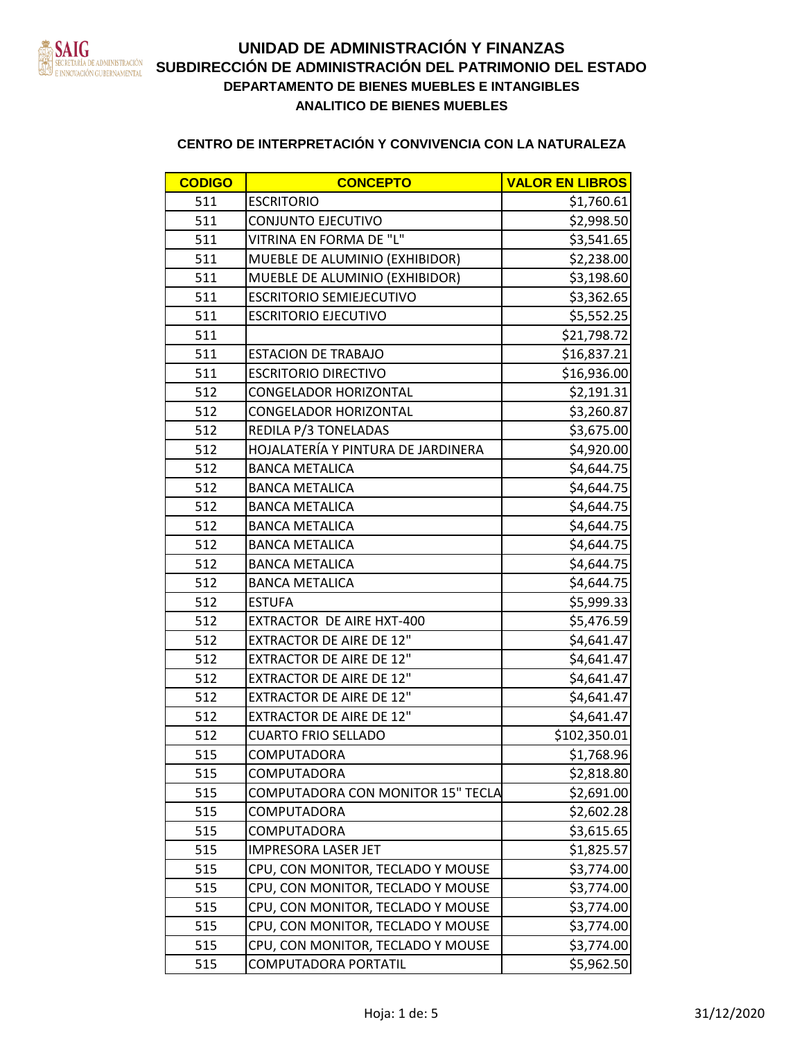# UNIDAD DE ADMINISTRACIÓN Y FINANZAS

## SUBDIRECCIÓN DE ADMINISTRACIÓN DEL PATRIMONIO DEL ESTADO

### DEPARTAMENTO DE BIENES MUEBLES E INTANGIBLES

### ANALITICO DE BIENES MUEBLES

### CENTRO DE INTERPRETACIÓN Y CONVIVENCIA CON LA NATURALEZA

| CODIGO | CONCEPTO | VALOR EN LIBROS |
|---|---|---|
| 511 | ESCRITORIO | $1,760.61 |
| 511 | CONJUNTO EJECUTIVO | $2,998.50 |
| 511 | VITRINA EN FORMA DE "L" | $3,541.65 |
| 511 | MUEBLE DE ALUMINIO (EXHIBIDOR) | $2,238.00 |
| 511 | MUEBLE DE ALUMINIO (EXHIBIDOR) | $3,198.60 |
| 511 | ESCRITORIO SEMIEJECUTIVO | $3,362.65 |
| 511 | ESCRITORIO EJECUTIVO | $5,552.25 |
| 511 | | $21,798.72 |
| 511 | ESTACION DE TRABAJO | $16,837.21 |
| 511 | ESCRITORIO DIRECTIVO | $16,936.00 |
| 512 | CONGELADOR HORIZONTAL | $2,191.31 |
| 512 | CONGELADOR HORIZONTAL | $3,260.87 |
| 512 | REDILA P/3 TONELADAS | $3,675.00 |
| 512 | HOJALATERÍA Y PINTURA DE JARDINERA | $4,920.00 |
| 512 | BANCA METALICA | $4,644.75 |
| 512 | BANCA METALICA | $4,644.75 |
| 512 | BANCA METALICA | $4,644.75 |
| 512 | BANCA METALICA | $4,644.75 |
| 512 | BANCA METALICA | $4,644.75 |
| 512 | BANCA METALICA | $4,644.75 |
| 512 | BANCA METALICA | $4,644.75 |
| 512 | ESTUFA | $5,999.33 |
| 512 | EXTRACTOR DE AIRE HXT-400 | $5,476.59 |
| 512 | EXTRACTOR DE AIRE DE 12" | $4,641.47 |
| 512 | EXTRACTOR DE AIRE DE 12" | $4,641.47 |
| 512 | EXTRACTOR DE AIRE DE 12" | $4,641.47 |
| 512 | EXTRACTOR DE AIRE DE 12" | $4,641.47 |
| 512 | EXTRACTOR DE AIRE DE 12" | $4,641.47 |
| 512 | CUARTO FRIO SELLADO | $102,350.01 |
| 515 | COMPUTADORA | $1,768.96 |
| 515 | COMPUTADORA | $2,818.80 |
| 515 | COMPUTADORA CON MONITOR 15" TECLA | $2,691.00 |
| 515 | COMPUTADORA | $2,602.28 |
| 515 | COMPUTADORA | $3,615.65 |
| 515 | IMPRESORA LASER JET | $1,825.57 |
| 515 | CPU, CON MONITOR, TECLADO Y MOUSE | $3,774.00 |
| 515 | CPU, CON MONITOR, TECLADO Y MOUSE | $3,774.00 |
| 515 | CPU, CON MONITOR, TECLADO Y MOUSE | $3,774.00 |
| 515 | CPU, CON MONITOR, TECLADO Y MOUSE | $3,774.00 |
| 515 | CPU, CON MONITOR, TECLADO Y MOUSE | $3,774.00 |
| 515 | COMPUTADORA PORTATIL | $5,962.50 |

31/12/2020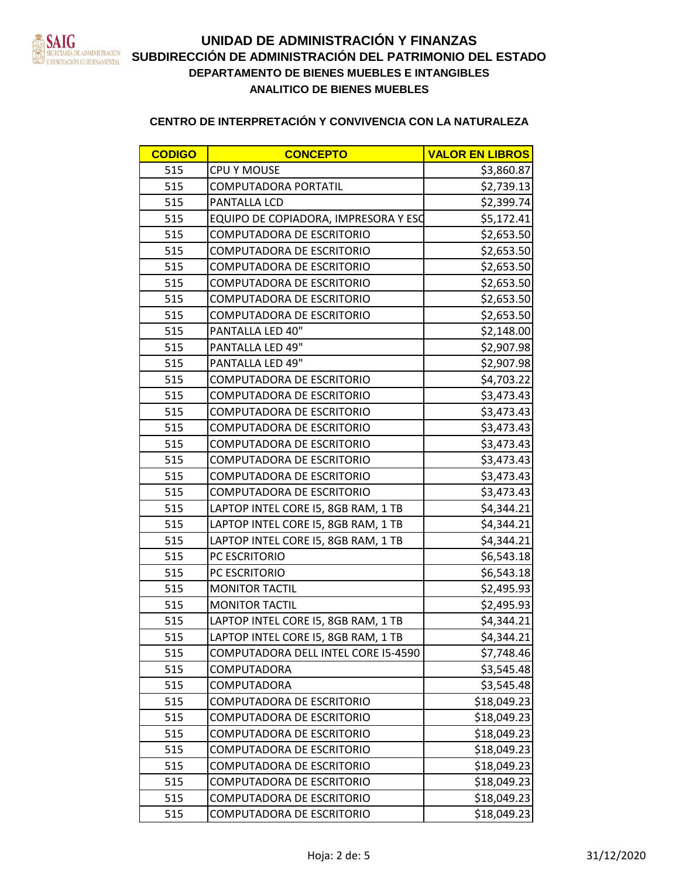# UNIDAD DE ADMINISTRACIÓN Y FINANZAS

## SUBDIRECCIÓN DE ADMINISTRACIÓN DEL PATRIMONIO DEL ESTADO

### DEPARTAMENTO DE BIENES MUEBLES E INTANGIBLES

### ANALITICO DE BIENES MUEBLES

### CENTRO DE INTERPRETACIÓN Y CONVIVENCIA CON LA NATURALEZA

| CODIGO | CONCEPTO | VALOR EN LIBROS |
|---|---|---|
| 515 | CPU Y MOUSE | $3,860.87 |
| 515 | COMPUTADORA PORTATIL | $2,739.13 |
| 515 | PANTALLA LCD | $2,399.74 |
| 515 | EQUIPO DE COPIADORA, IMPRESORA Y ESC | $5,172.41 |
| 515 | COMPUTADORA DE ESCRITORIO | $2,653.50 |
| 515 | COMPUTADORA DE ESCRITORIO | $2,653.50 |
| 515 | COMPUTADORA DE ESCRITORIO | $2,653.50 |
| 515 | COMPUTADORA DE ESCRITORIO | $2,653.50 |
| 515 | COMPUTADORA DE ESCRITORIO | $2,653.50 |
| 515 | COMPUTADORA DE ESCRITORIO | $2,653.50 |
| 515 | PANTALLA LED 40" | $2,148.00 |
| 515 | PANTALLA LED 49" | $2,907.98 |
| 515 | PANTALLA LED 49" | $2,907.98 |
| 515 | COMPUTADORA DE ESCRITORIO | $4,703.22 |
| 515 | COMPUTADORA DE ESCRITORIO | $3,473.43 |
| 515 | COMPUTADORA DE ESCRITORIO | $3,473.43 |
| 515 | COMPUTADORA DE ESCRITORIO | $3,473.43 |
| 515 | COMPUTADORA DE ESCRITORIO | $3,473.43 |
| 515 | COMPUTADORA DE ESCRITORIO | $3,473.43 |
| 515 | COMPUTADORA DE ESCRITORIO | $3,473.43 |
| 515 | COMPUTADORA DE ESCRITORIO | $3,473.43 |
| 515 | LAPTOP INTEL CORE I5, 8GB RAM, 1 TB | $4,344.21 |
| 515 | LAPTOP INTEL CORE I5, 8GB RAM, 1 TB | $4,344.21 |
| 515 | LAPTOP INTEL CORE I5, 8GB RAM, 1 TB | $4,344.21 |
| 515 | PC ESCRITORIO | $6,543.18 |
| 515 | PC ESCRITORIO | $6,543.18 |
| 515 | MONITOR TACTIL | $2,495.93 |
| 515 | MONITOR TACTIL | $2,495.93 |
| 515 | LAPTOP INTEL CORE I5, 8GB RAM, 1 TB | $4,344.21 |
| 515 | LAPTOP INTEL CORE I5, 8GB RAM, 1 TB | $4,344.21 |
| 515 | COMPUTADORA DELL INTEL CORE I5-4590 | $7,748.46 |
| 515 | COMPUTADORA | $3,545.48 |
| 515 | COMPUTADORA | $3,545.48 |
| 515 | COMPUTADORA DE ESCRITORIO | $18,049.23 |
| 515 | COMPUTADORA DE ESCRITORIO | $18,049.23 |
| 515 | COMPUTADORA DE ESCRITORIO | $18,049.23 |
| 515 | COMPUTADORA DE ESCRITORIO | $18,049.23 |
| 515 | COMPUTADORA DE ESCRITORIO | $18,049.23 |
| 515 | COMPUTADORA DE ESCRITORIO | $18,049.23 |
| 515 | COMPUTADORA DE ESCRITORIO | $18,049.23 |
| 515 | COMPUTADORA DE ESCRITORIO | $18,049.23 |

31/12/2020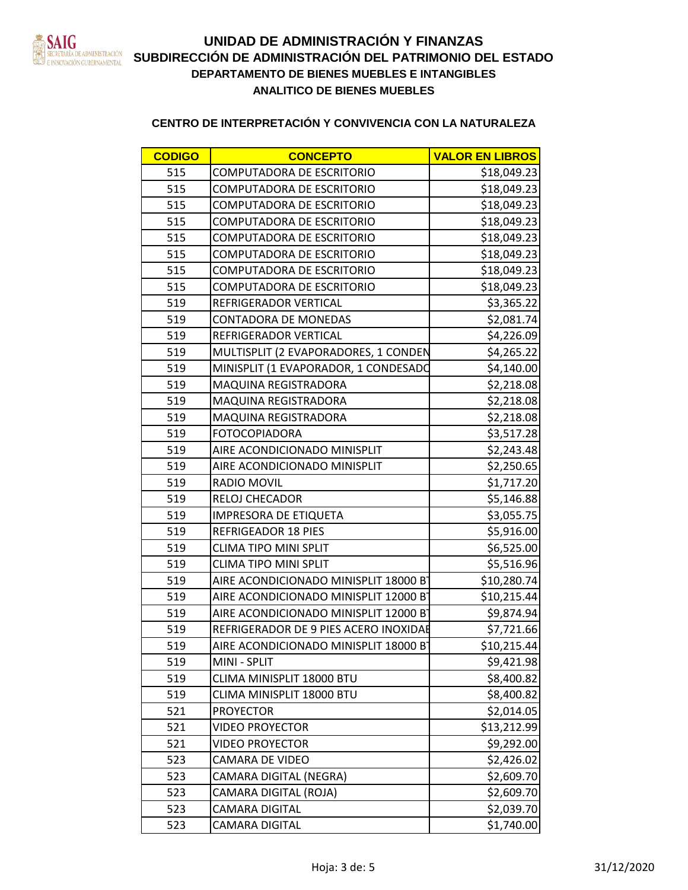# UNIDAD DE ADMINISTRACIÓN Y FINANZAS
## SUBDIRECCIÓN DE ADMINISTRACIÓN DEL PATRIMONIO DEL ESTADO
### DEPARTAMENTO DE BIENES MUEBLES E INTANGIBLES
### ANALITICO DE BIENES MUEBLES

**CENTRO DE INTERPRETACIÓN Y CONVIVENCIA CON LA NATURALEZA**

| CODIGO | CONCEPTO | VALOR EN LIBROS |
|---|---|---|
| 515 | COMPUTADORA DE ESCRITORIO | $18,049.23 |
| 515 | COMPUTADORA DE ESCRITORIO | $18,049.23 |
| 515 | COMPUTADORA DE ESCRITORIO | $18,049.23 |
| 515 | COMPUTADORA DE ESCRITORIO | $18,049.23 |
| 515 | COMPUTADORA DE ESCRITORIO | $18,049.23 |
| 515 | COMPUTADORA DE ESCRITORIO | $18,049.23 |
| 515 | COMPUTADORA DE ESCRITORIO | $18,049.23 |
| 515 | COMPUTADORA DE ESCRITORIO | $18,049.23 |
| 519 | REFRIGERADOR VERTICAL | $3,365.22 |
| 519 | CONTADORA DE MONEDAS | $2,081.74 |
| 519 | REFRIGERADOR VERTICAL | $4,226.09 |
| 519 | MULTISPLIT (2 EVAPORADORES, 1 CONDEN | $4,265.22 |
| 519 | MINISPLIT (1 EVAPORADOR, 1 CONDESADO | $4,140.00 |
| 519 | MAQUINA REGISTRADORA | $2,218.08 |
| 519 | MAQUINA REGISTRADORA | $2,218.08 |
| 519 | MAQUINA REGISTRADORA | $2,218.08 |
| 519 | FOTOCOPIADORA | $3,517.28 |
| 519 | AIRE ACONDICIONADO MINISPLIT | $2,243.48 |
| 519 | AIRE ACONDICIONADO MINISPLIT | $2,250.65 |
| 519 | RADIO MOVIL | $1,717.20 |
| 519 | RELOJ CHECADOR | $5,146.88 |
| 519 | IMPRESORA DE ETIQUETA | $3,055.75 |
| 519 | REFRIGEADOR 18 PIES | $5,916.00 |
| 519 | CLIMA TIPO MINI SPLIT | $6,525.00 |
| 519 | CLIMA TIPO MINI SPLIT | $5,516.96 |
| 519 | AIRE ACONDICIONADO MINISPLIT 18000 BT | $10,280.74 |
| 519 | AIRE ACONDICIONADO MINISPLIT 12000 BT | $10,215.44 |
| 519 | AIRE ACONDICIONADO MINISPLIT 12000 BT | $9,874.94 |
| 519 | REFRIGERADOR DE 9 PIES ACERO INOXIDAE | $7,721.66 |
| 519 | AIRE ACONDICIONADO MINISPLIT 18000 BT | $10,215.44 |
| 519 | MINI - SPLIT | $9,421.98 |
| 519 | CLIMA MINISPLIT 18000 BTU | $8,400.82 |
| 519 | CLIMA MINISPLIT 18000 BTU | $8,400.82 |
| 521 | PROYECTOR | $2,014.05 |
| 521 | VIDEO PROYECTOR | $13,212.99 |
| 521 | VIDEO PROYECTOR | $9,292.00 |
| 523 | CAMARA DE VIDEO | $2,426.02 |
| 523 | CAMARA DIGITAL (NEGRA) | $2,609.70 |
| 523 | CAMARA DIGITAL (ROJA) | $2,609.70 |
| 523 | CAMARA DIGITAL | $2,039.70 |
| 523 | CAMARA DIGITAL | $1,740.00 |

31/12/2020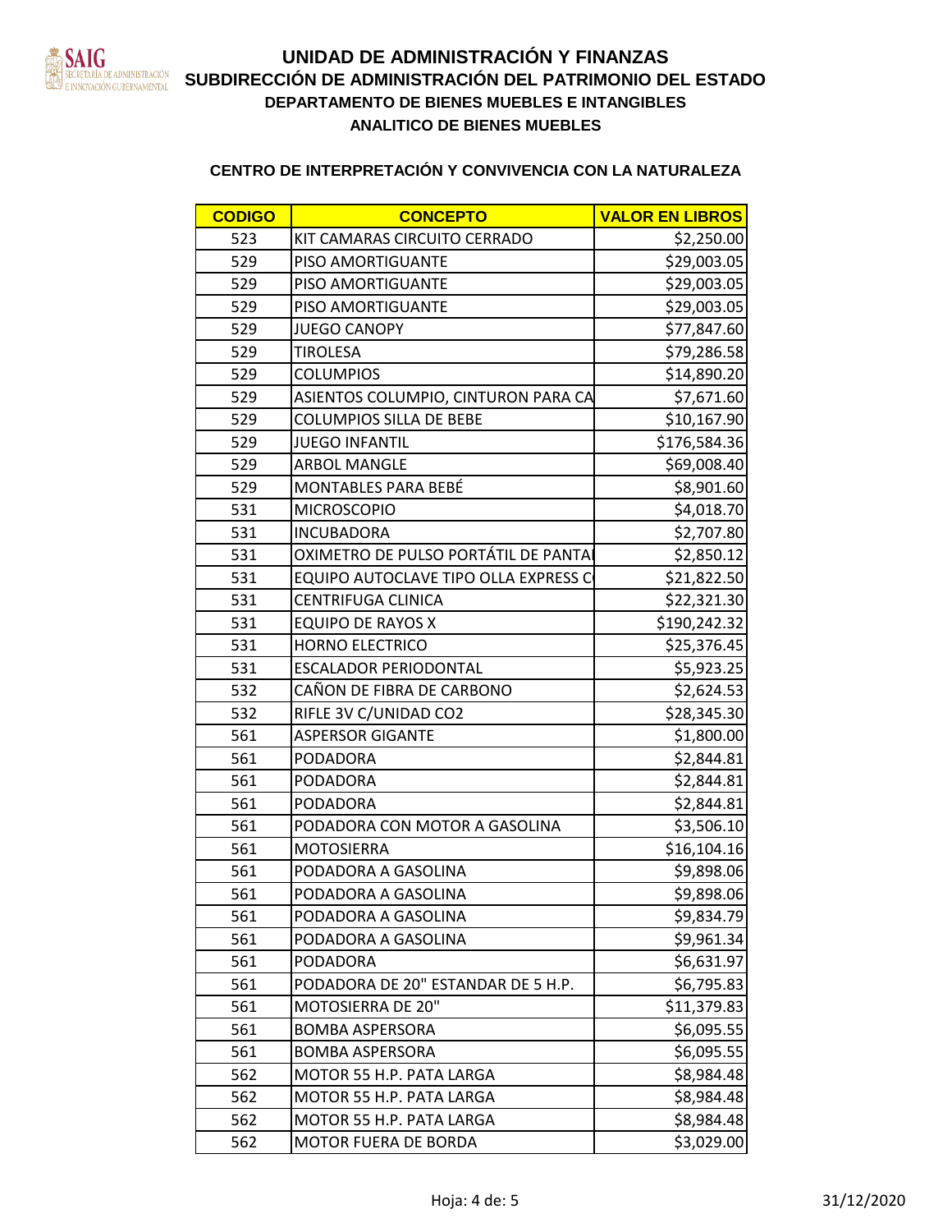# UNIDAD DE ADMINISTRACIÓN Y FINANZAS

## SUBDIRECCIÓN DE ADMINISTRACIÓN DEL PATRIMONIO DEL ESTADO

### DEPARTAMENTO DE BIENES MUEBLES E INTANGIBLES

### ANALITICO DE BIENES MUEBLES

**CENTRO DE INTERPRETACIÓN Y CONVIVENCIA CON LA NATURALEZA**

| CODIGO | CONCEPTO | VALOR EN LIBROS |
|---|---|---|
| 523 | KIT CAMARAS CIRCUITO CERRADO | $2,250.00 |
| 529 | PISO AMORTIGUANTE | $29,003.05 |
| 529 | PISO AMORTIGUANTE | $29,003.05 |
| 529 | PISO AMORTIGUANTE | $29,003.05 |
| 529 | JUEGO CANOPY | $77,847.60 |
| 529 | TIROLESA | $79,286.58 |
| 529 | COLUMPIOS | $14,890.20 |
| 529 | ASIENTOS COLUMPIO, CINTURON PARA CA | $7,671.60 |
| 529 | COLUMPIOS SILLA DE BEBE | $10,167.90 |
| 529 | JUEGO INFANTIL | $176,584.36 |
| 529 | ARBOL MANGLE | $69,008.40 |
| 529 | MONTABLES PARA BEBÉ | $8,901.60 |
| 531 | MICROSCOPIO | $4,018.70 |
| 531 | INCUBADORA | $2,707.80 |
| 531 | OXIMETRO DE PULSO PORTÁTIL DE PANTAI | $2,850.12 |
| 531 | EQUIPO AUTOCLAVE TIPO OLLA EXPRESS C | $21,822.50 |
| 531 | CENTRIFUGA CLINICA | $22,321.30 |
| 531 | EQUIPO DE RAYOS X | $190,242.32 |
| 531 | HORNO ELECTRICO | $25,376.45 |
| 531 | ESCALADOR PERIODONTAL | $5,923.25 |
| 532 | CAÑON DE FIBRA DE CARBONO | $2,624.53 |
| 532 | RIFLE 3V C/UNIDAD CO2 | $28,345.30 |
| 561 | ASPERSOR GIGANTE | $1,800.00 |
| 561 | PODADORA | $2,844.81 |
| 561 | PODADORA | $2,844.81 |
| 561 | PODADORA | $2,844.81 |
| 561 | PODADORA CON MOTOR A GASOLINA | $3,506.10 |
| 561 | MOTOSIERRA | $16,104.16 |
| 561 | PODADORA A GASOLINA | $9,898.06 |
| 561 | PODADORA A GASOLINA | $9,898.06 |
| 561 | PODADORA A GASOLINA | $9,834.79 |
| 561 | PODADORA A GASOLINA | $9,961.34 |
| 561 | PODADORA | $6,631.97 |
| 561 | PODADORA DE 20" ESTANDAR DE 5 H.P. | $6,795.83 |
| 561 | MOTOSIERRA DE 20" | $11,379.83 |
| 561 | BOMBA ASPERSORA | $6,095.55 |
| 561 | BOMBA ASPERSORA | $6,095.55 |
| 562 | MOTOR 55 H.P. PATA LARGA | $8,984.48 |
| 562 | MOTOR 55 H.P. PATA LARGA | $8,984.48 |
| 562 | MOTOR 55 H.P. PATA LARGA | $8,984.48 |
| 562 | MOTOR FUERA DE BORDA | $3,029.00 |

31/12/2020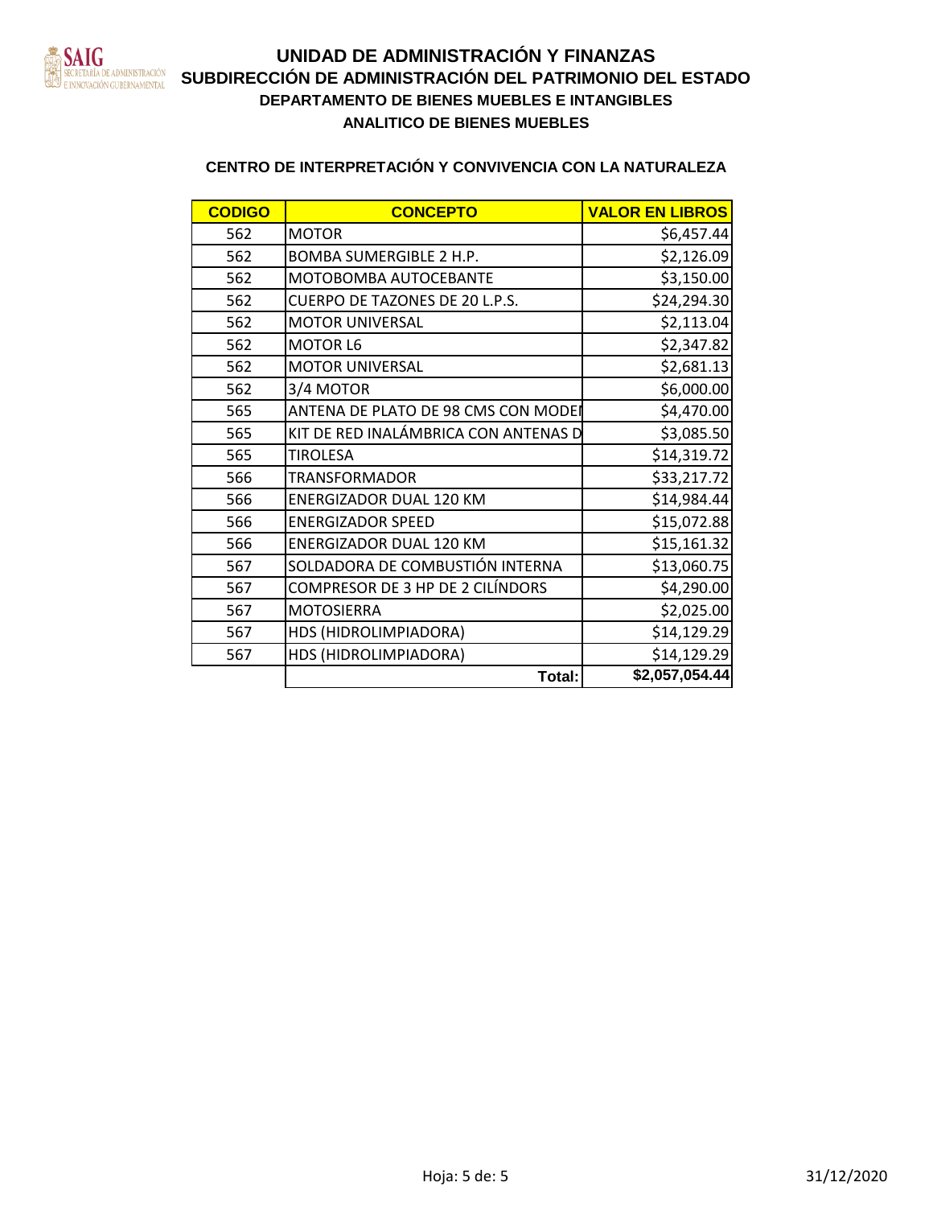# UNIDAD DE ADMINISTRACIÓN Y FINANZAS

## SUBDIRECCIÓN DE ADMINISTRACIÓN DEL PATRIMONIO DEL ESTADO

### DEPARTAMENTO DE BIENES MUEBLES E INTANGIBLES

### ANALITICO DE BIENES MUEBLES

### CENTRO DE INTERPRETACIÓN Y CONVIVENCIA CON LA NATURALEZA

| CODIGO | CONCEPTO | VALOR EN LIBROS |
|---|---|---|
| 562 | MOTOR | $6,457.44 |
| 562 | BOMBA SUMERGIBLE 2 H.P. | $2,126.09 |
| 562 | MOTOBOMBA AUTOCEBANTE | $3,150.00 |
| 562 | CUERPO DE TAZONES DE 20 L.P.S. | $24,294.30 |
| 562 | MOTOR UNIVERSAL | $2,113.04 |
| 562 | MOTOR L6 | $2,347.82 |
| 562 | MOTOR UNIVERSAL | $2,681.13 |
| 562 | 3/4 MOTOR | $6,000.00 |
| 565 | ANTENA DE PLATO DE 98 CMS CON MODEI | $4,470.00 |
| 565 | KIT DE RED INALÁMBRICA CON ANTENAS D | $3,085.50 |
| 565 | TIROLESA | $14,319.72 |
| 566 | TRANSFORMADOR | $33,217.72 |
| 566 | ENERGIZADOR DUAL 120 KM | $14,984.44 |
| 566 | ENERGIZADOR SPEED | $15,072.88 |
| 566 | ENERGIZADOR DUAL 120 KM | $15,161.32 |
| 567 | SOLDADORA DE COMBUSTIÓN INTERNA | $13,060.75 |
| 567 | COMPRESOR DE 3 HP DE 2 CILÍNDORS | $4,290.00 |
| 567 | MOTOSIERRA | $2,025.00 |
| 567 | HDS (HIDROLIMPIADORA) | $14,129.29 |
| 567 | HDS (HIDROLIMPIADORA) | $14,129.29 |
| | **Total:** | **$2,057,054.44** |

31/12/2020